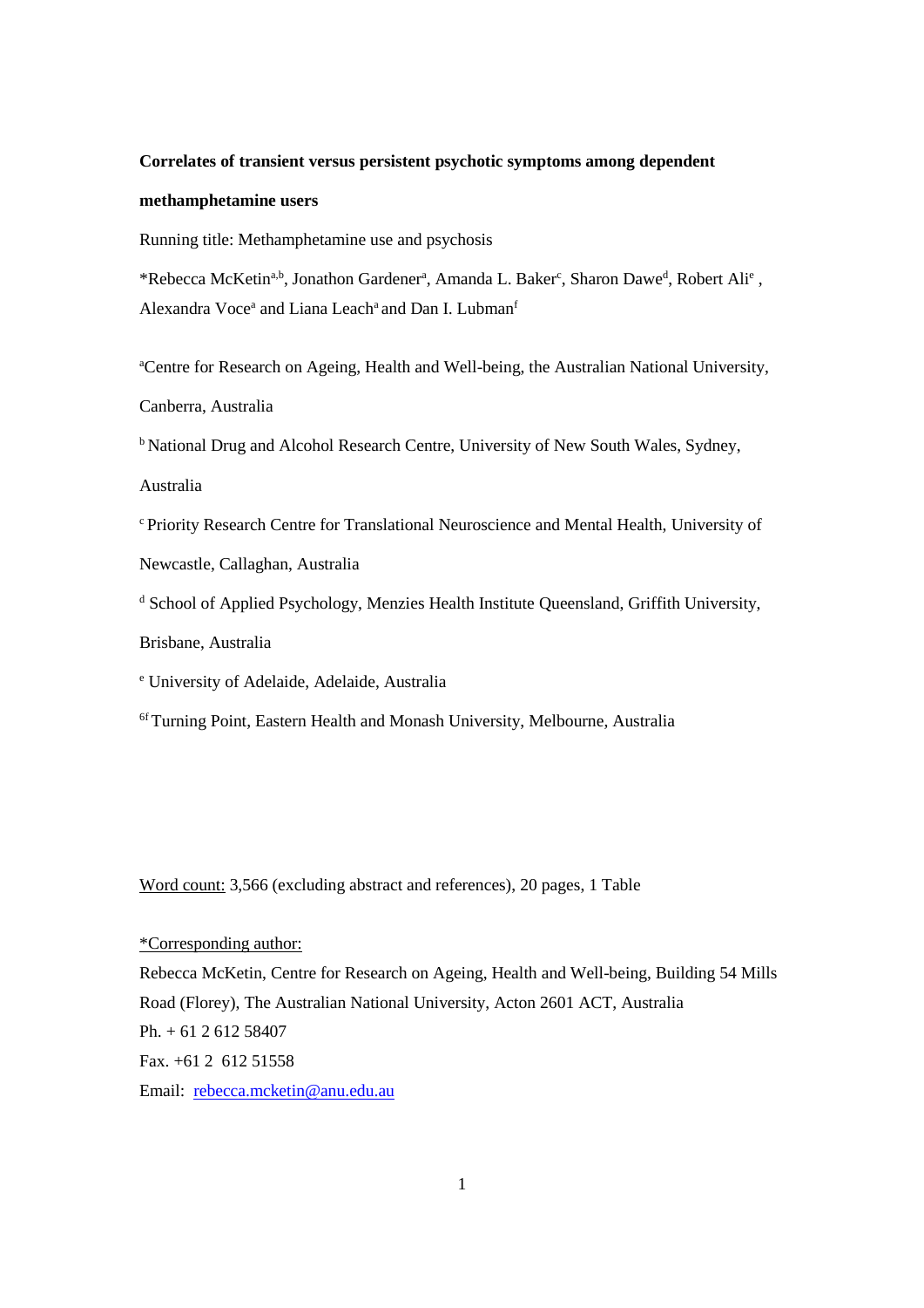**Correlates of transient versus persistent psychotic symptoms among dependent methamphetamine users**

Running title: Methamphetamine use and psychosis

*Rebecca McKetin[a,b], Jonathon Gardener[a], Amanda L. Baker[c], Sharon Dawe[d], Robert Ali[e], Alexandra Voce[a] and Liana Leach[a] and Dan I. Lubman[f]

[a]Centre for Research on Ageing, Health and Well-being, the Australian National University, Canberra, Australia

[b] National Drug and Alcohol Research Centre, University of New South Wales, Sydney, Australia

[c] Priority Research Centre for Translational Neuroscience and Mental Health, University of Newcastle, Callaghan, Australia

[d] School of Applied Psychology, Menzies Health Institute Queensland, Griffith University, Brisbane, Australia

[e] University of Adelaide, Adelaide, Australia

[6f] Turning Point, Eastern Health and Monash University, Melbourne, Australia

Word count: 3,566 (excluding abstract and references), 20 pages, 1 Table

*Corresponding author:

Rebecca McKetin, Centre for Research on Ageing, Health and Well-being, Building 54 Mills Road (Florey), The Australian National University, Acton 2601 ACT, Australia

Ph. + 61 2 612 58407

Fax. +61 2 612 51558

Email: rebecca.mcketin@anu.edu.au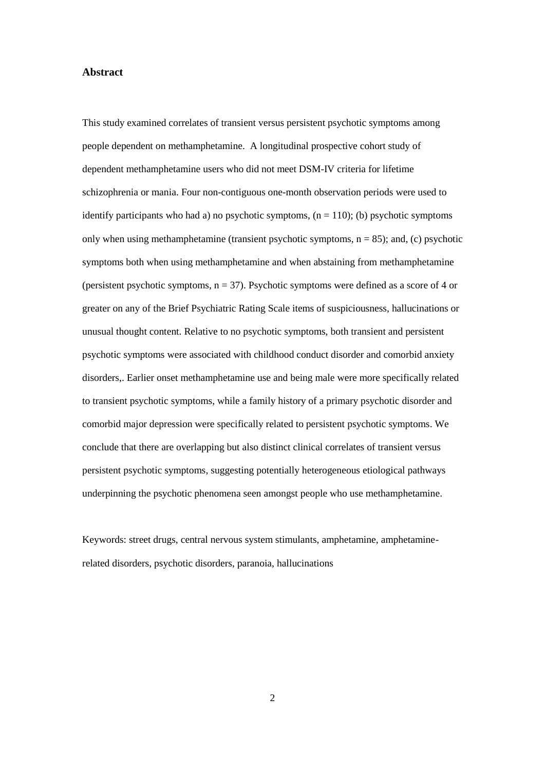## Abstract

This study examined correlates of transient versus persistent psychotic symptoms among people dependent on methamphetamine. A longitudinal prospective cohort study of dependent methamphetamine users who did not meet DSM-IV criteria for lifetime schizophrenia or mania. Four non-contiguous one-month observation periods were used to identify participants who had a) no psychotic symptoms, (n = 110); (b) psychotic symptoms only when using methamphetamine (transient psychotic symptoms, n = 85); and, (c) psychotic symptoms both when using methamphetamine and when abstaining from methamphetamine (persistent psychotic symptoms, n = 37). Psychotic symptoms were defined as a score of 4 or greater on any of the Brief Psychiatric Rating Scale items of suspiciousness, hallucinations or unusual thought content. Relative to no psychotic symptoms, both transient and persistent psychotic symptoms were associated with childhood conduct disorder and comorbid anxiety disorders,. Earlier onset methamphetamine use and being male were more specifically related to transient psychotic symptoms, while a family history of a primary psychotic disorder and comorbid major depression were specifically related to persistent psychotic symptoms. We conclude that there are overlapping but also distinct clinical correlates of transient versus persistent psychotic symptoms, suggesting potentially heterogeneous etiological pathways underpinning the psychotic phenomena seen amongst people who use methamphetamine.

Keywords: street drugs, central nervous system stimulants, amphetamine, amphetamine-related disorders, psychotic disorders, paranoia, hallucinations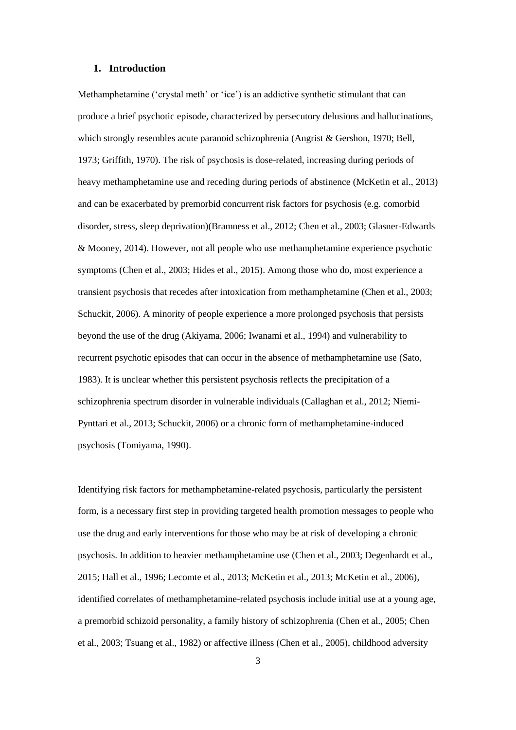## 1. Introduction

Methamphetamine ('crystal meth' or 'ice') is an addictive synthetic stimulant that can produce a brief psychotic episode, characterized by persecutory delusions and hallucinations, which strongly resembles acute paranoid schizophrenia (Angrist & Gershon, 1970; Bell, 1973; Griffith, 1970). The risk of psychosis is dose-related, increasing during periods of heavy methamphetamine use and receding during periods of abstinence (McKetin et al., 2013) and can be exacerbated by premorbid concurrent risk factors for psychosis (e.g. comorbid disorder, stress, sleep deprivation)(Bramness et al., 2012; Chen et al., 2003; Glasner-Edwards & Mooney, 2014). However, not all people who use methamphetamine experience psychotic symptoms (Chen et al., 2003; Hides et al., 2015). Among those who do, most experience a transient psychosis that recedes after intoxication from methamphetamine (Chen et al., 2003; Schuckit, 2006). A minority of people experience a more prolonged psychosis that persists beyond the use of the drug (Akiyama, 2006; Iwanami et al., 1994) and vulnerability to recurrent psychotic episodes that can occur in the absence of methamphetamine use (Sato, 1983). It is unclear whether this persistent psychosis reflects the precipitation of a schizophrenia spectrum disorder in vulnerable individuals (Callaghan et al., 2012; Niemi-Pynttari et al., 2013; Schuckit, 2006) or a chronic form of methamphetamine-induced psychosis (Tomiyama, 1990).

Identifying risk factors for methamphetamine-related psychosis, particularly the persistent form, is a necessary first step in providing targeted health promotion messages to people who use the drug and early interventions for those who may be at risk of developing a chronic psychosis. In addition to heavier methamphetamine use (Chen et al., 2003; Degenhardt et al., 2015; Hall et al., 1996; Lecomte et al., 2013; McKetin et al., 2013; McKetin et al., 2006), identified correlates of methamphetamine-related psychosis include initial use at a young age, a premorbid schizoid personality, a family history of schizophrenia (Chen et al., 2005; Chen et al., 2003; Tsuang et al., 1982) or affective illness (Chen et al., 2005), childhood adversity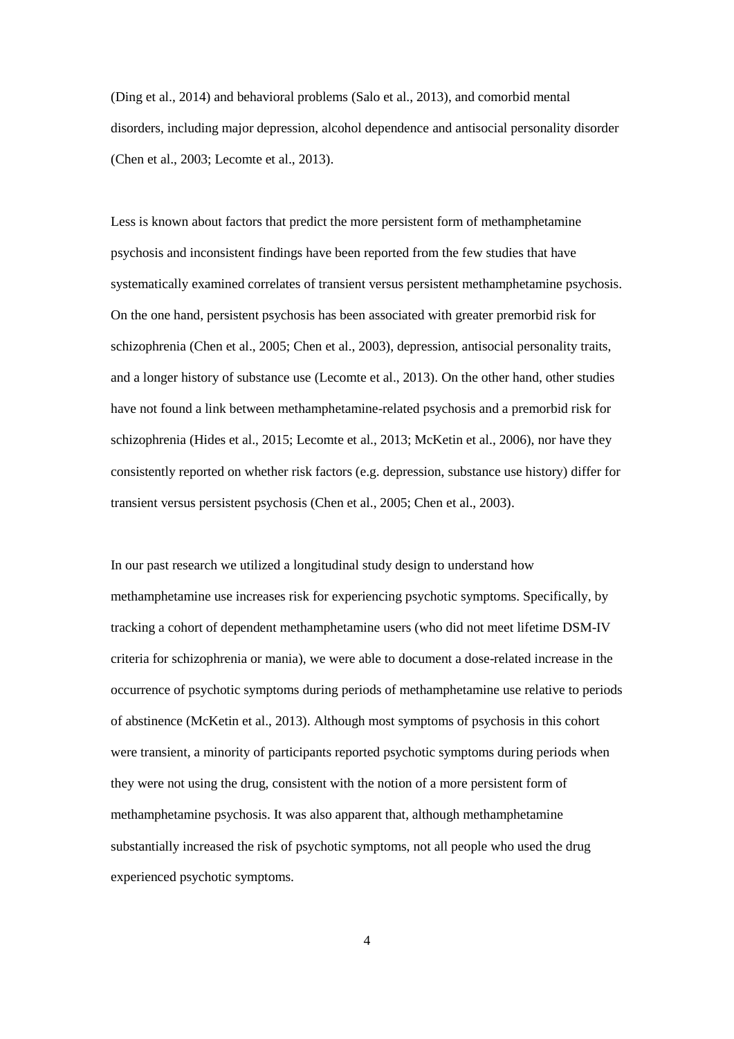(Ding et al., 2014) and behavioral problems (Salo et al., 2013), and comorbid mental disorders, including major depression, alcohol dependence and antisocial personality disorder (Chen et al., 2003; Lecomte et al., 2013).

Less is known about factors that predict the more persistent form of methamphetamine psychosis and inconsistent findings have been reported from the few studies that have systematically examined correlates of transient versus persistent methamphetamine psychosis. On the one hand, persistent psychosis has been associated with greater premorbid risk for schizophrenia (Chen et al., 2005; Chen et al., 2003), depression, antisocial personality traits, and a longer history of substance use (Lecomte et al., 2013). On the other hand, other studies have not found a link between methamphetamine-related psychosis and a premorbid risk for schizophrenia (Hides et al., 2015; Lecomte et al., 2013; McKetin et al., 2006), nor have they consistently reported on whether risk factors (e.g. depression, substance use history) differ for transient versus persistent psychosis (Chen et al., 2005; Chen et al., 2003).

In our past research we utilized a longitudinal study design to understand how methamphetamine use increases risk for experiencing psychotic symptoms. Specifically, by tracking a cohort of dependent methamphetamine users (who did not meet lifetime DSM-IV criteria for schizophrenia or mania), we were able to document a dose-related increase in the occurrence of psychotic symptoms during periods of methamphetamine use relative to periods of abstinence (McKetin et al., 2013). Although most symptoms of psychosis in this cohort were transient, a minority of participants reported psychotic symptoms during periods when they were not using the drug, consistent with the notion of a more persistent form of methamphetamine psychosis. It was also apparent that, although methamphetamine substantially increased the risk of psychotic symptoms, not all people who used the drug experienced psychotic symptoms.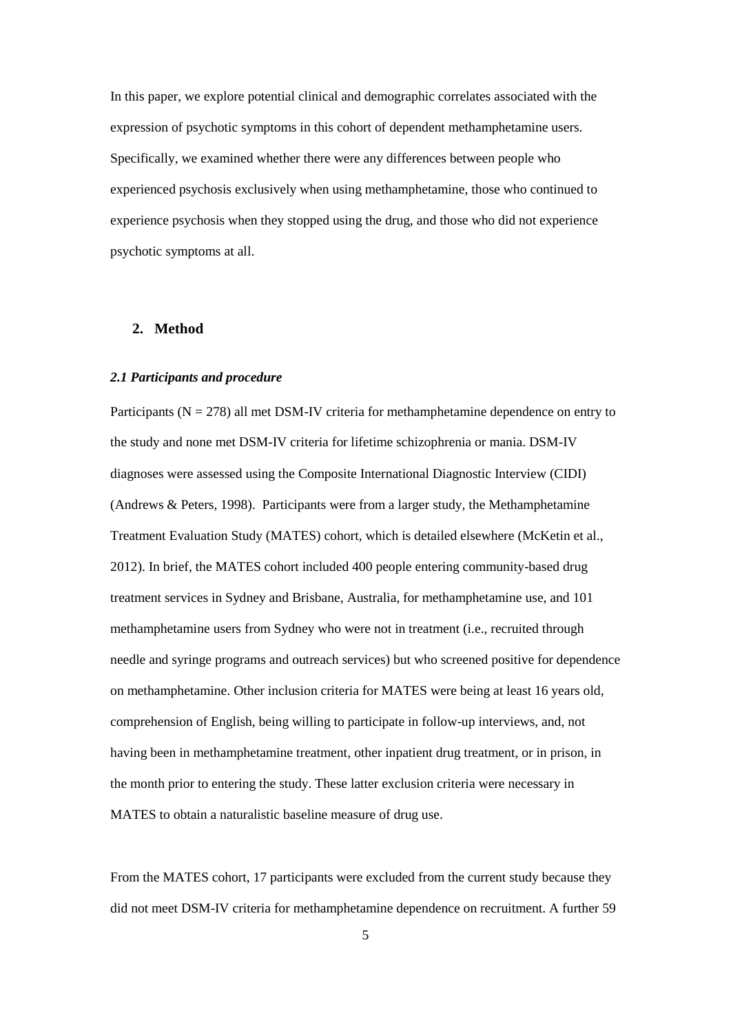In this paper, we explore potential clinical and demographic correlates associated with the expression of psychotic symptoms in this cohort of dependent methamphetamine users. Specifically, we examined whether there were any differences between people who experienced psychosis exclusively when using methamphetamine, those who continued to experience psychosis when they stopped using the drug, and those who did not experience psychotic symptoms at all.

## 2. Method

### *2.1 Participants and procedure*

Participants (N = 278) all met DSM-IV criteria for methamphetamine dependence on entry to the study and none met DSM-IV criteria for lifetime schizophrenia or mania. DSM-IV diagnoses were assessed using the Composite International Diagnostic Interview (CIDI) (Andrews & Peters, 1998). Participants were from a larger study, the Methamphetamine Treatment Evaluation Study (MATES) cohort, which is detailed elsewhere (McKetin et al., 2012). In brief, the MATES cohort included 400 people entering community-based drug treatment services in Sydney and Brisbane, Australia, for methamphetamine use, and 101 methamphetamine users from Sydney who were not in treatment (i.e., recruited through needle and syringe programs and outreach services) but who screened positive for dependence on methamphetamine. Other inclusion criteria for MATES were being at least 16 years old, comprehension of English, being willing to participate in follow-up interviews, and, not having been in methamphetamine treatment, other inpatient drug treatment, or in prison, in the month prior to entering the study. These latter exclusion criteria were necessary in MATES to obtain a naturalistic baseline measure of drug use.

From the MATES cohort, 17 participants were excluded from the current study because they did not meet DSM-IV criteria for methamphetamine dependence on recruitment. A further 59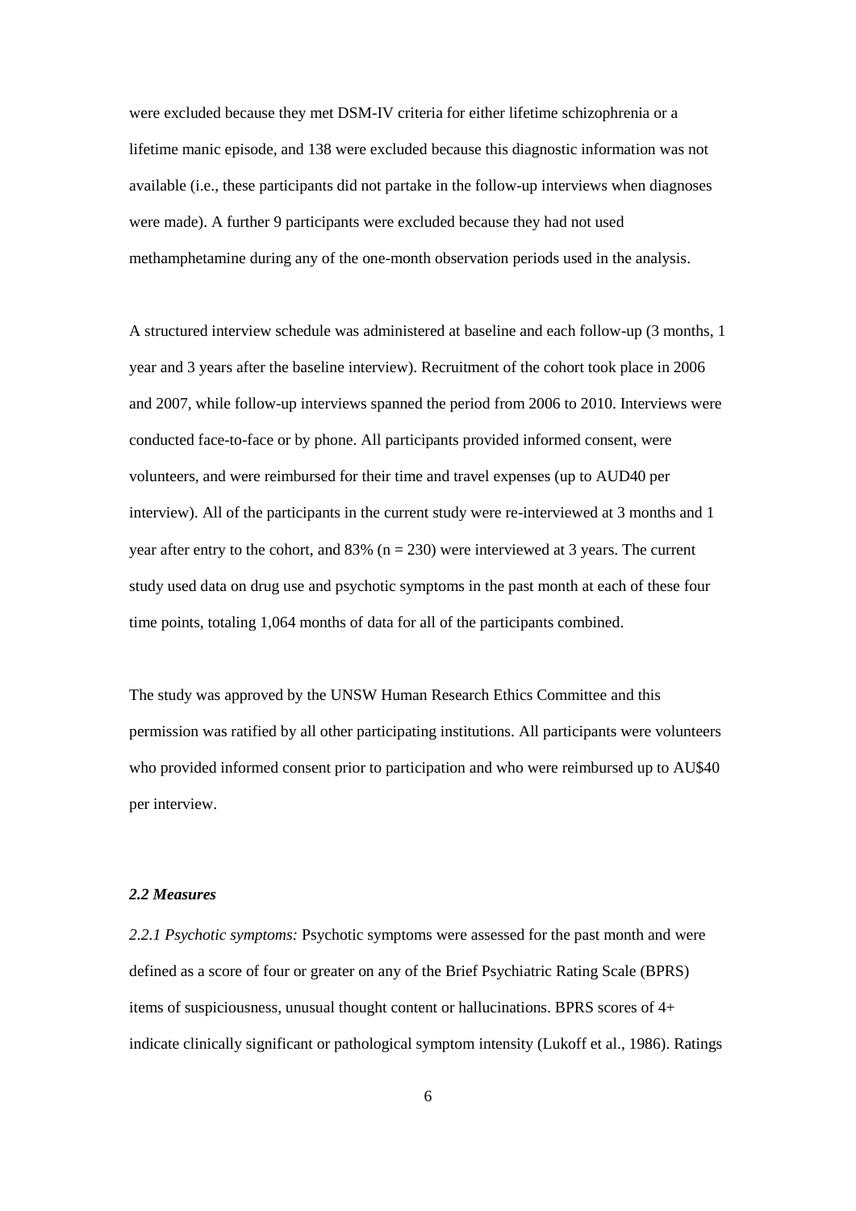were excluded because they met DSM-IV criteria for either lifetime schizophrenia or a lifetime manic episode, and 138 were excluded because this diagnostic information was not available (i.e., these participants did not partake in the follow-up interviews when diagnoses were made). A further 9 participants were excluded because they had not used methamphetamine during any of the one-month observation periods used in the analysis.

A structured interview schedule was administered at baseline and each follow-up (3 months, 1 year and 3 years after the baseline interview). Recruitment of the cohort took place in 2006 and 2007, while follow-up interviews spanned the period from 2006 to 2010. Interviews were conducted face-to-face or by phone. All participants provided informed consent, were volunteers, and were reimbursed for their time and travel expenses (up to AUD40 per interview). All of the participants in the current study were re-interviewed at 3 months and 1 year after entry to the cohort, and 83% ($n = 230$) were interviewed at 3 years. The current study used data on drug use and psychotic symptoms in the past month at each of these four time points, totaling 1,064 months of data for all of the participants combined.

The study was approved by the UNSW Human Research Ethics Committee and this permission was ratified by all other participating institutions. All participants were volunteers who provided informed consent prior to participation and who were reimbursed up to AU$40 per interview.

### *2.2 Measures*

*2.2.1 Psychotic symptoms:* Psychotic symptoms were assessed for the past month and were defined as a score of four or greater on any of the Brief Psychiatric Rating Scale (BPRS) items of suspiciousness, unusual thought content or hallucinations. BPRS scores of 4+ indicate clinically significant or pathological symptom intensity (Lukoff et al., 1986). Ratings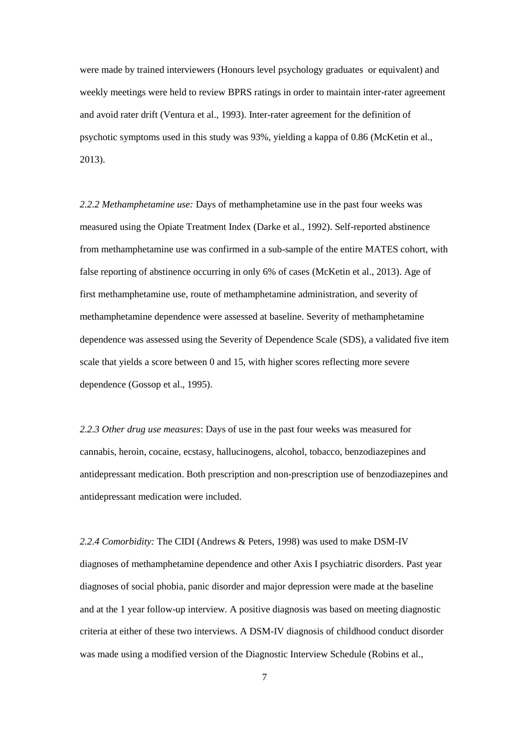were made by trained interviewers (Honours level psychology graduates or equivalent) and weekly meetings were held to review BPRS ratings in order to maintain inter-rater agreement and avoid rater drift (Ventura et al., 1993). Inter-rater agreement for the definition of psychotic symptoms used in this study was 93%, yielding a kappa of 0.86 (McKetin et al., 2013).

*2.2.2 Methamphetamine use:* Days of methamphetamine use in the past four weeks was measured using the Opiate Treatment Index (Darke et al., 1992). Self-reported abstinence from methamphetamine use was confirmed in a sub-sample of the entire MATES cohort, with false reporting of abstinence occurring in only 6% of cases (McKetin et al., 2013). Age of first methamphetamine use, route of methamphetamine administration, and severity of methamphetamine dependence were assessed at baseline. Severity of methamphetamine dependence was assessed using the Severity of Dependence Scale (SDS), a validated five item scale that yields a score between 0 and 15, with higher scores reflecting more severe dependence (Gossop et al., 1995).

*2.2.3 Other drug use measures*: Days of use in the past four weeks was measured for cannabis, heroin, cocaine, ecstasy, hallucinogens, alcohol, tobacco, benzodiazepines and antidepressant medication. Both prescription and non-prescription use of benzodiazepines and antidepressant medication were included.

*2.2.4 Comorbidity:* The CIDI (Andrews & Peters, 1998) was used to make DSM-IV diagnoses of methamphetamine dependence and other Axis I psychiatric disorders. Past year diagnoses of social phobia, panic disorder and major depression were made at the baseline and at the 1 year follow-up interview. A positive diagnosis was based on meeting diagnostic criteria at either of these two interviews. A DSM-IV diagnosis of childhood conduct disorder was made using a modified version of the Diagnostic Interview Schedule (Robins et al.,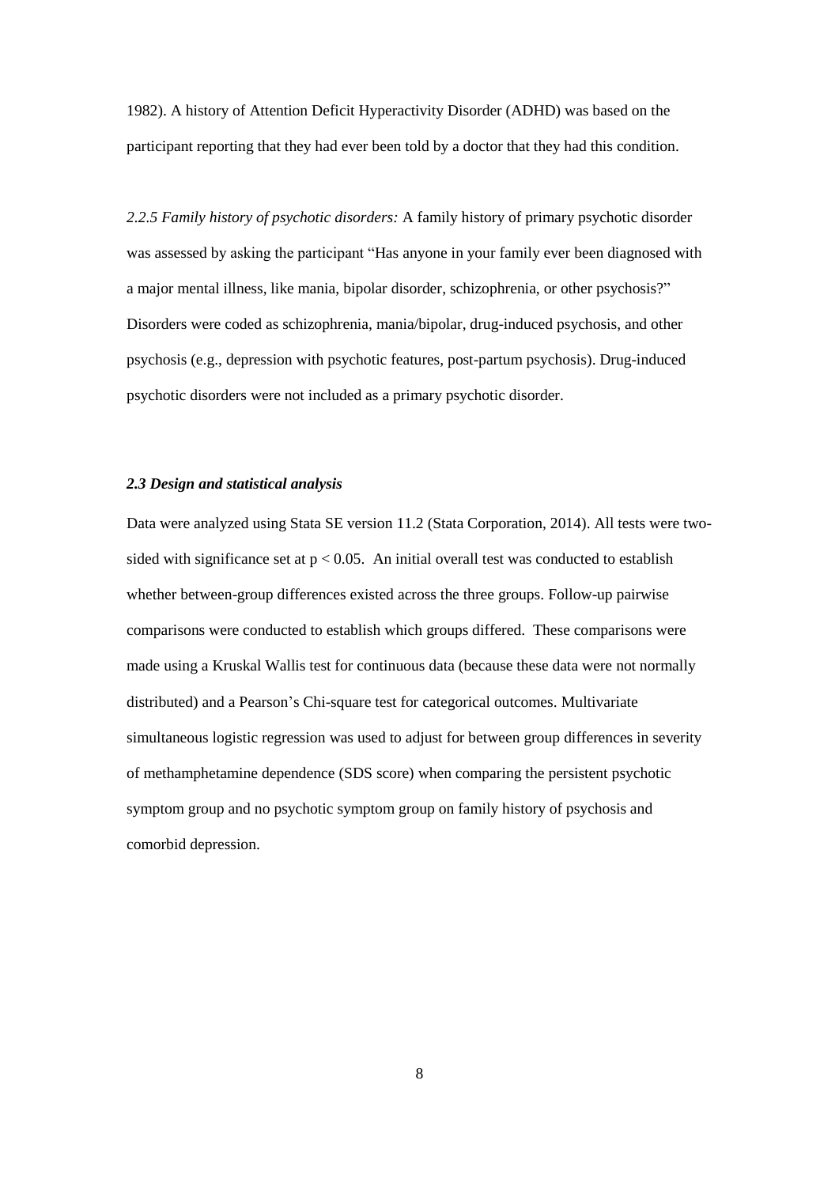1982). A history of Attention Deficit Hyperactivity Disorder (ADHD) was based on the participant reporting that they had ever been told by a doctor that they had this condition.

*2.2.5 Family history of psychotic disorders:* A family history of primary psychotic disorder was assessed by asking the participant "Has anyone in your family ever been diagnosed with a major mental illness, like mania, bipolar disorder, schizophrenia, or other psychosis?" Disorders were coded as schizophrenia, mania/bipolar, drug-induced psychosis, and other psychosis (e.g., depression with psychotic features, post-partum psychosis). Drug-induced psychotic disorders were not included as a primary psychotic disorder.

### *2.3 Design and statistical analysis*

Data were analyzed using Stata SE version 11.2 (Stata Corporation, 2014). All tests were two-sided with significance set at $p < 0.05$. An initial overall test was conducted to establish whether between-group differences existed across the three groups. Follow-up pairwise comparisons were conducted to establish which groups differed. These comparisons were made using a Kruskal Wallis test for continuous data (because these data were not normally distributed) and a Pearson's Chi-square test for categorical outcomes. Multivariate simultaneous logistic regression was used to adjust for between group differences in severity of methamphetamine dependence (SDS score) when comparing the persistent psychotic symptom group and no psychotic symptom group on family history of psychosis and comorbid depression.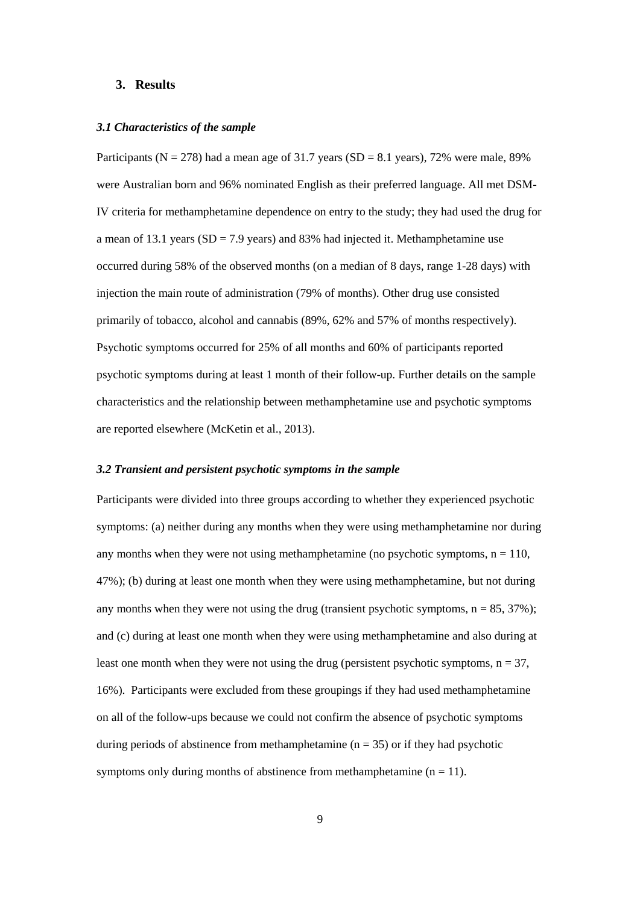## 3. Results

### *3.1 Characteristics of the sample*

Participants (N = 278) had a mean age of 31.7 years (SD = 8.1 years), 72% were male, 89% were Australian born and 96% nominated English as their preferred language. All met DSM-IV criteria for methamphetamine dependence on entry to the study; they had used the drug for a mean of 13.1 years (SD = 7.9 years) and 83% had injected it. Methamphetamine use occurred during 58% of the observed months (on a median of 8 days, range 1-28 days) with injection the main route of administration (79% of months). Other drug use consisted primarily of tobacco, alcohol and cannabis (89%, 62% and 57% of months respectively). Psychotic symptoms occurred for 25% of all months and 60% of participants reported psychotic symptoms during at least 1 month of their follow-up. Further details on the sample characteristics and the relationship between methamphetamine use and psychotic symptoms are reported elsewhere (McKetin et al., 2013).

### *3.2 Transient and persistent psychotic symptoms in the sample*

Participants were divided into three groups according to whether they experienced psychotic symptoms: (a) neither during any months when they were using methamphetamine nor during any months when they were not using methamphetamine (no psychotic symptoms, n = 110, 47%); (b) during at least one month when they were using methamphetamine, but not during any months when they were not using the drug (transient psychotic symptoms, n = 85, 37%); and (c) during at least one month when they were using methamphetamine and also during at least one month when they were not using the drug (persistent psychotic symptoms, n = 37, 16%). Participants were excluded from these groupings if they had used methamphetamine on all of the follow-ups because we could not confirm the absence of psychotic symptoms during periods of abstinence from methamphetamine (n = 35) or if they had psychotic symptoms only during months of abstinence from methamphetamine (n = 11).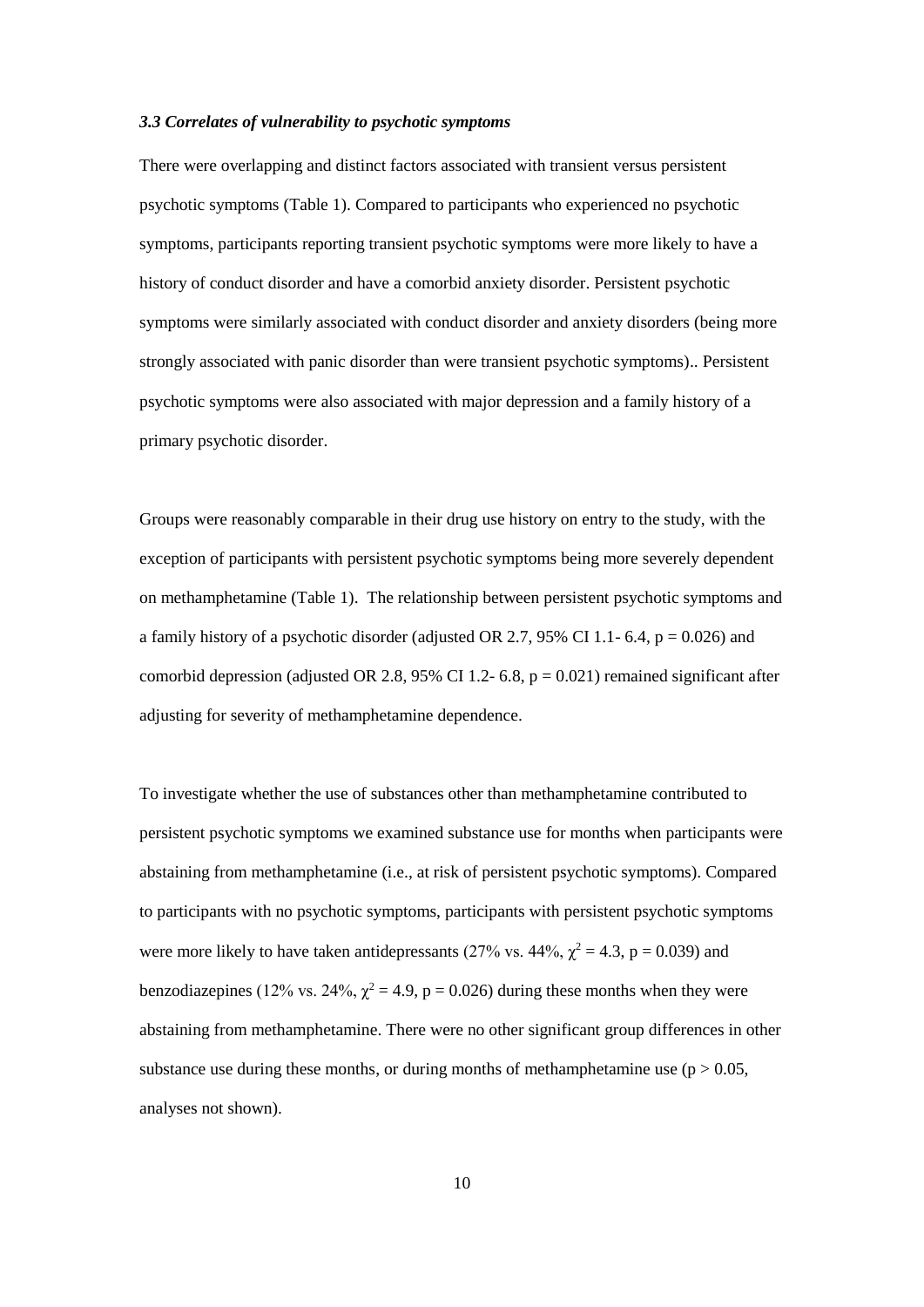### *3.3 Correlates of vulnerability to psychotic symptoms*

There were overlapping and distinct factors associated with transient versus persistent psychotic symptoms (Table 1). Compared to participants who experienced no psychotic symptoms, participants reporting transient psychotic symptoms were more likely to have a history of conduct disorder and have a comorbid anxiety disorder. Persistent psychotic symptoms were similarly associated with conduct disorder and anxiety disorders (being more strongly associated with panic disorder than were transient psychotic symptoms).. Persistent psychotic symptoms were also associated with major depression and a family history of a primary psychotic disorder.

Groups were reasonably comparable in their drug use history on entry to the study, with the exception of participants with persistent psychotic symptoms being more severely dependent on methamphetamine (Table 1). The relationship between persistent psychotic symptoms and a family history of a psychotic disorder (adjusted OR 2.7, 95% CI 1.1- 6.4, $p = 0.026$) and comorbid depression (adjusted OR 2.8, 95% CI 1.2- 6.8, $p = 0.021$) remained significant after adjusting for severity of methamphetamine dependence.

To investigate whether the use of substances other than methamphetamine contributed to persistent psychotic symptoms we examined substance use for months when participants were abstaining from methamphetamine (i.e., at risk of persistent psychotic symptoms). Compared to participants with no psychotic symptoms, participants with persistent psychotic symptoms were more likely to have taken antidepressants (27% vs. 44%, $\chi^2 = 4.3$, $p = 0.039$) and benzodiazepines (12% vs. 24%, $\chi^2 = 4.9$, $p = 0.026$) during these months when they were abstaining from methamphetamine. There were no other significant group differences in other substance use during these months, or during months of methamphetamine use ($p > 0.05$, analyses not shown).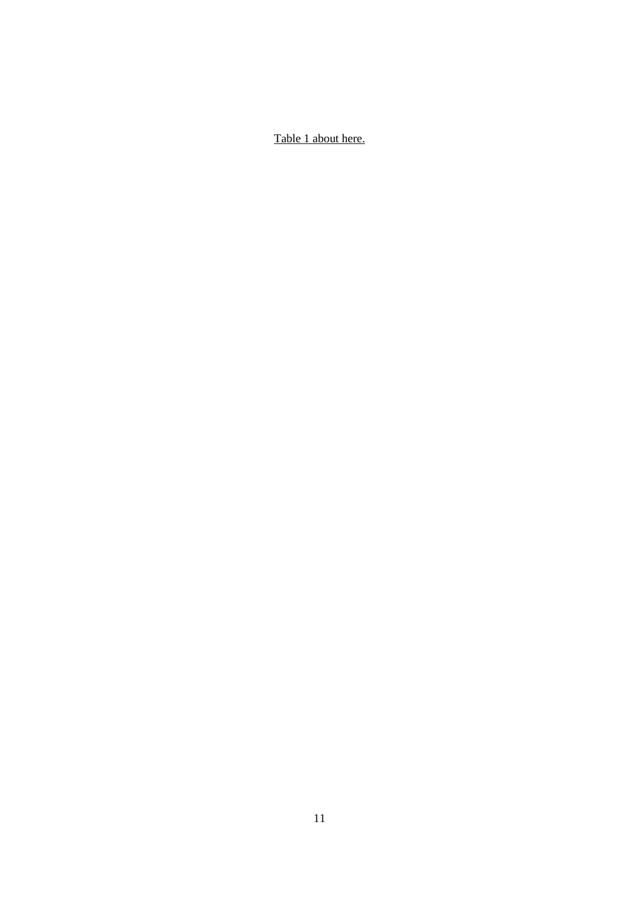<u>Table 1 about here.</u>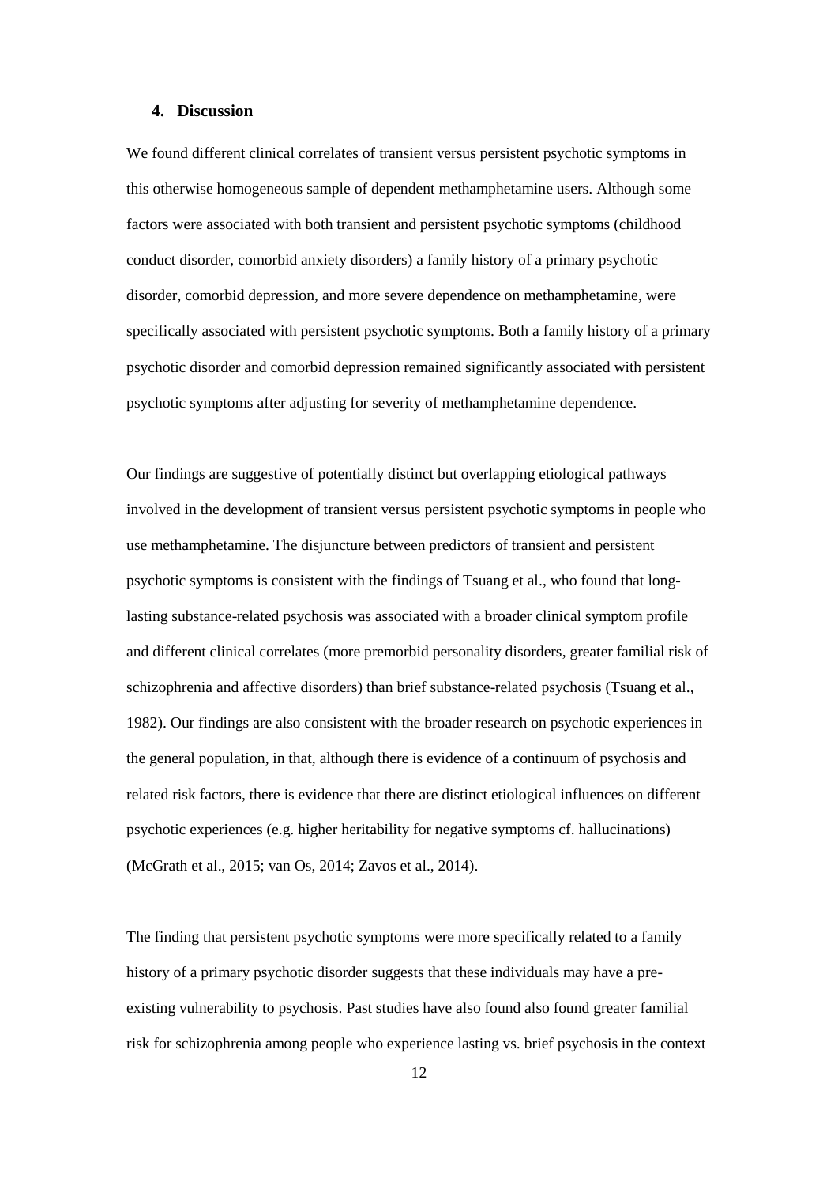## 4. Discussion

We found different clinical correlates of transient versus persistent psychotic symptoms in this otherwise homogeneous sample of dependent methamphetamine users. Although some factors were associated with both transient and persistent psychotic symptoms (childhood conduct disorder, comorbid anxiety disorders) a family history of a primary psychotic disorder, comorbid depression, and more severe dependence on methamphetamine, were specifically associated with persistent psychotic symptoms. Both a family history of a primary psychotic disorder and comorbid depression remained significantly associated with persistent psychotic symptoms after adjusting for severity of methamphetamine dependence.

Our findings are suggestive of potentially distinct but overlapping etiological pathways involved in the development of transient versus persistent psychotic symptoms in people who use methamphetamine. The disjuncture between predictors of transient and persistent psychotic symptoms is consistent with the findings of Tsuang et al., who found that long-lasting substance-related psychosis was associated with a broader clinical symptom profile and different clinical correlates (more premorbid personality disorders, greater familial risk of schizophrenia and affective disorders) than brief substance-related psychosis (Tsuang et al., 1982). Our findings are also consistent with the broader research on psychotic experiences in the general population, in that, although there is evidence of a continuum of psychosis and related risk factors, there is evidence that there are distinct etiological influences on different psychotic experiences (e.g. higher heritability for negative symptoms cf. hallucinations) (McGrath et al., 2015; van Os, 2014; Zavos et al., 2014).

The finding that persistent psychotic symptoms were more specifically related to a family history of a primary psychotic disorder suggests that these individuals may have a pre-existing vulnerability to psychosis. Past studies have also found also found greater familial risk for schizophrenia among people who experience lasting vs. brief psychosis in the context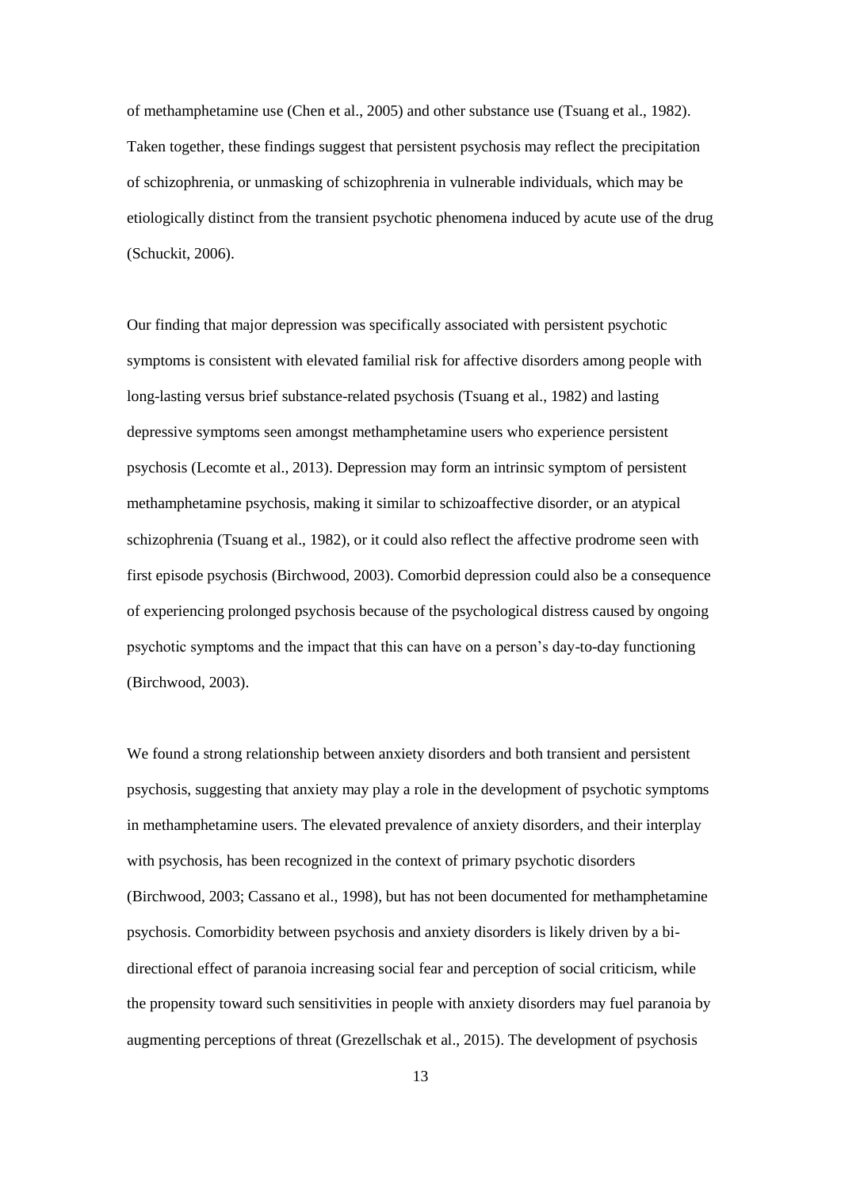of methamphetamine use (Chen et al., 2005) and other substance use (Tsuang et al., 1982). Taken together, these findings suggest that persistent psychosis may reflect the precipitation of schizophrenia, or unmasking of schizophrenia in vulnerable individuals, which may be etiologically distinct from the transient psychotic phenomena induced by acute use of the drug (Schuckit, 2006).

Our finding that major depression was specifically associated with persistent psychotic symptoms is consistent with elevated familial risk for affective disorders among people with long-lasting versus brief substance-related psychosis (Tsuang et al., 1982) and lasting depressive symptoms seen amongst methamphetamine users who experience persistent psychosis (Lecomte et al., 2013). Depression may form an intrinsic symptom of persistent methamphetamine psychosis, making it similar to schizoaffective disorder, or an atypical schizophrenia (Tsuang et al., 1982), or it could also reflect the affective prodrome seen with first episode psychosis (Birchwood, 2003). Comorbid depression could also be a consequence of experiencing prolonged psychosis because of the psychological distress caused by ongoing psychotic symptoms and the impact that this can have on a person's day-to-day functioning (Birchwood, 2003).

We found a strong relationship between anxiety disorders and both transient and persistent psychosis, suggesting that anxiety may play a role in the development of psychotic symptoms in methamphetamine users. The elevated prevalence of anxiety disorders, and their interplay with psychosis, has been recognized in the context of primary psychotic disorders (Birchwood, 2003; Cassano et al., 1998), but has not been documented for methamphetamine psychosis. Comorbidity between psychosis and anxiety disorders is likely driven by a bi-directional effect of paranoia increasing social fear and perception of social criticism, while the propensity toward such sensitivities in people with anxiety disorders may fuel paranoia by augmenting perceptions of threat (Grezellschak et al., 2015). The development of psychosis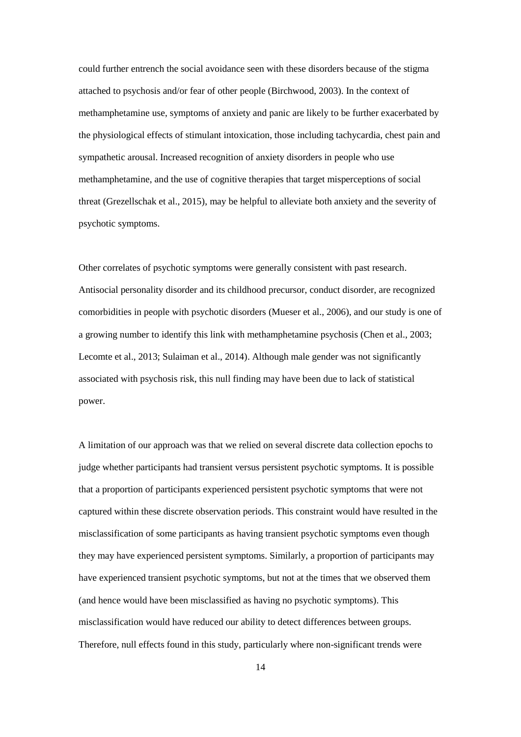could further entrench the social avoidance seen with these disorders because of the stigma attached to psychosis and/or fear of other people (Birchwood, 2003). In the context of methamphetamine use, symptoms of anxiety and panic are likely to be further exacerbated by the physiological effects of stimulant intoxication, those including tachycardia, chest pain and sympathetic arousal. Increased recognition of anxiety disorders in people who use methamphetamine, and the use of cognitive therapies that target misperceptions of social threat (Grezellschak et al., 2015), may be helpful to alleviate both anxiety and the severity of psychotic symptoms.

Other correlates of psychotic symptoms were generally consistent with past research. Antisocial personality disorder and its childhood precursor, conduct disorder, are recognized comorbidities in people with psychotic disorders (Mueser et al., 2006), and our study is one of a growing number to identify this link with methamphetamine psychosis (Chen et al., 2003; Lecomte et al., 2013; Sulaiman et al., 2014). Although male gender was not significantly associated with psychosis risk, this null finding may have been due to lack of statistical power.

A limitation of our approach was that we relied on several discrete data collection epochs to judge whether participants had transient versus persistent psychotic symptoms. It is possible that a proportion of participants experienced persistent psychotic symptoms that were not captured within these discrete observation periods. This constraint would have resulted in the misclassification of some participants as having transient psychotic symptoms even though they may have experienced persistent symptoms. Similarly, a proportion of participants may have experienced transient psychotic symptoms, but not at the times that we observed them (and hence would have been misclassified as having no psychotic symptoms). This misclassification would have reduced our ability to detect differences between groups. Therefore, null effects found in this study, particularly where non-significant trends were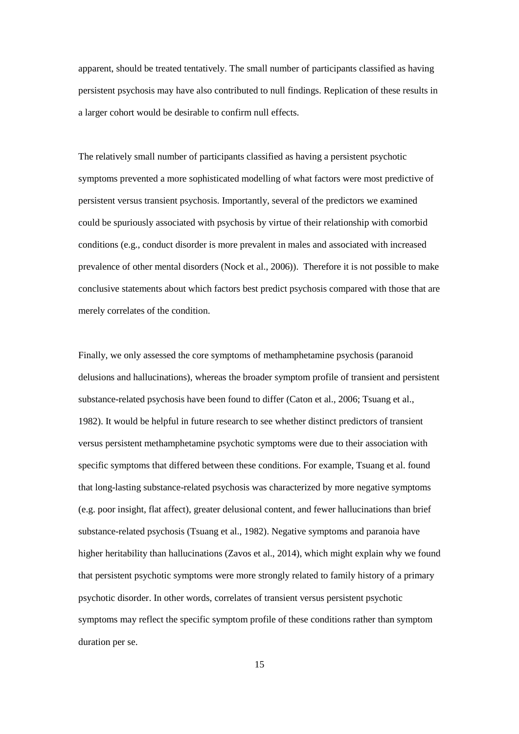apparent, should be treated tentatively. The small number of participants classified as having persistent psychosis may have also contributed to null findings. Replication of these results in a larger cohort would be desirable to confirm null effects.

The relatively small number of participants classified as having a persistent psychotic symptoms prevented a more sophisticated modelling of what factors were most predictive of persistent versus transient psychosis. Importantly, several of the predictors we examined could be spuriously associated with psychosis by virtue of their relationship with comorbid conditions (e.g., conduct disorder is more prevalent in males and associated with increased prevalence of other mental disorders (Nock et al., 2006)). Therefore it is not possible to make conclusive statements about which factors best predict psychosis compared with those that are merely correlates of the condition.

Finally, we only assessed the core symptoms of methamphetamine psychosis (paranoid delusions and hallucinations), whereas the broader symptom profile of transient and persistent substance-related psychosis have been found to differ (Caton et al., 2006; Tsuang et al., 1982). It would be helpful in future research to see whether distinct predictors of transient versus persistent methamphetamine psychotic symptoms were due to their association with specific symptoms that differed between these conditions. For example, Tsuang et al. found that long-lasting substance-related psychosis was characterized by more negative symptoms (e.g. poor insight, flat affect), greater delusional content, and fewer hallucinations than brief substance-related psychosis (Tsuang et al., 1982). Negative symptoms and paranoia have higher heritability than hallucinations (Zavos et al., 2014), which might explain why we found that persistent psychotic symptoms were more strongly related to family history of a primary psychotic disorder. In other words, correlates of transient versus persistent psychotic symptoms may reflect the specific symptom profile of these conditions rather than symptom duration per se.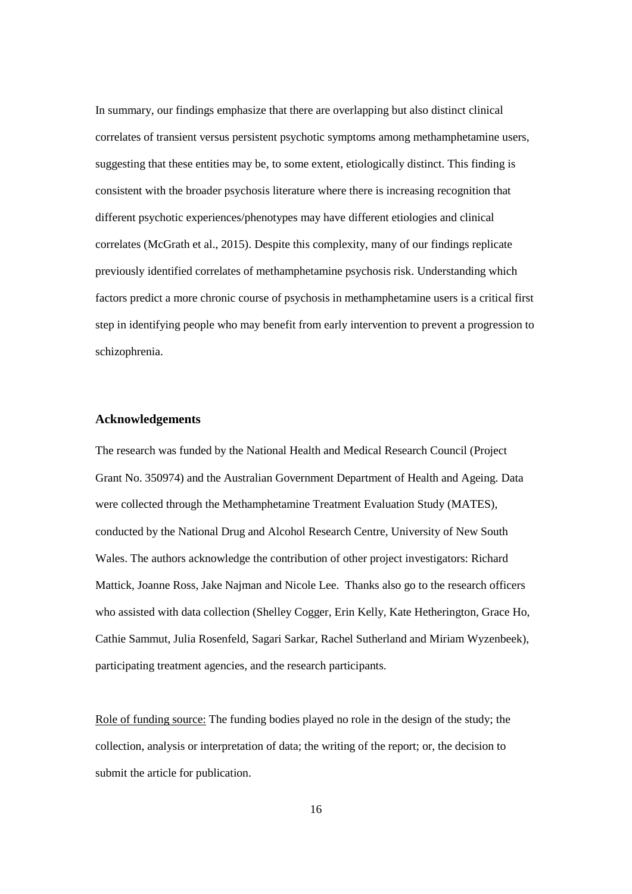In summary, our findings emphasize that there are overlapping but also distinct clinical correlates of transient versus persistent psychotic symptoms among methamphetamine users, suggesting that these entities may be, to some extent, etiologically distinct. This finding is consistent with the broader psychosis literature where there is increasing recognition that different psychotic experiences/phenotypes may have different etiologies and clinical correlates (McGrath et al., 2015). Despite this complexity, many of our findings replicate previously identified correlates of methamphetamine psychosis risk. Understanding which factors predict a more chronic course of psychosis in methamphetamine users is a critical first step in identifying people who may benefit from early intervention to prevent a progression to schizophrenia.

## Acknowledgements

The research was funded by the National Health and Medical Research Council (Project Grant No. 350974) and the Australian Government Department of Health and Ageing. Data were collected through the Methamphetamine Treatment Evaluation Study (MATES), conducted by the National Drug and Alcohol Research Centre, University of New South Wales. The authors acknowledge the contribution of other project investigators: Richard Mattick, Joanne Ross, Jake Najman and Nicole Lee. Thanks also go to the research officers who assisted with data collection (Shelley Cogger, Erin Kelly, Kate Hetherington, Grace Ho, Cathie Sammut, Julia Rosenfeld, Sagari Sarkar, Rachel Sutherland and Miriam Wyzenbeek), participating treatment agencies, and the research participants.

Role of funding source: The funding bodies played no role in the design of the study; the collection, analysis or interpretation of data; the writing of the report; or, the decision to submit the article for publication.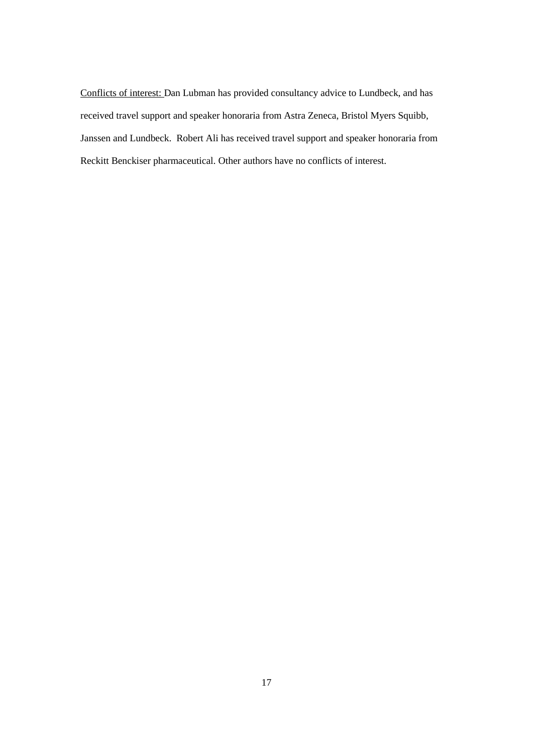<u>Conflicts of interest:</u> Dan Lubman has provided consultancy advice to Lundbeck, and has received travel support and speaker honoraria from Astra Zeneca, Bristol Myers Squibb, Janssen and Lundbeck. Robert Ali has received travel support and speaker honoraria from Reckitt Benckiser pharmaceutical. Other authors have no conflicts of interest.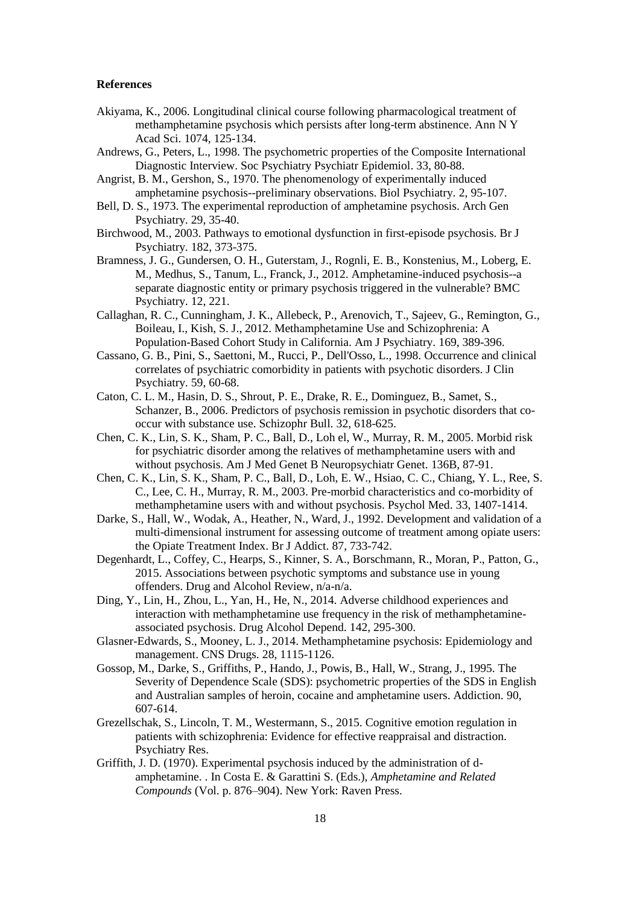**References**

Akiyama, K., 2006. Longitudinal clinical course following pharmacological treatment of methamphetamine psychosis which persists after long-term abstinence. Ann N Y Acad Sci. 1074, 125-134.

Andrews, G., Peters, L., 1998. The psychometric properties of the Composite International Diagnostic Interview. Soc Psychiatry Psychiatr Epidemiol. 33, 80-88.

Angrist, B. M., Gershon, S., 1970. The phenomenology of experimentally induced amphetamine psychosis--preliminary observations. Biol Psychiatry. 2, 95-107.

Bell, D. S., 1973. The experimental reproduction of amphetamine psychosis. Arch Gen Psychiatry. 29, 35-40.

Birchwood, M., 2003. Pathways to emotional dysfunction in first-episode psychosis. Br J Psychiatry. 182, 373-375.

Bramness, J. G., Gundersen, O. H., Guterstam, J., Rognli, E. B., Konstenius, M., Loberg, E. M., Medhus, S., Tanum, L., Franck, J., 2012. Amphetamine-induced psychosis--a separate diagnostic entity or primary psychosis triggered in the vulnerable? BMC Psychiatry. 12, 221.

Callaghan, R. C., Cunningham, J. K., Allebeck, P., Arenovich, T., Sajeev, G., Remington, G., Boileau, I., Kish, S. J., 2012. Methamphetamine Use and Schizophrenia: A Population-Based Cohort Study in California. Am J Psychiatry. 169, 389-396.

Cassano, G. B., Pini, S., Saettoni, M., Rucci, P., Dell'Osso, L., 1998. Occurrence and clinical correlates of psychiatric comorbidity in patients with psychotic disorders. J Clin Psychiatry. 59, 60-68.

Caton, C. L. M., Hasin, D. S., Shrout, P. E., Drake, R. E., Dominguez, B., Samet, S., Schanzer, B., 2006. Predictors of psychosis remission in psychotic disorders that co-occur with substance use. Schizophr Bull. 32, 618-625.

Chen, C. K., Lin, S. K., Sham, P. C., Ball, D., Loh el, W., Murray, R. M., 2005. Morbid risk for psychiatric disorder among the relatives of methamphetamine users with and without psychosis. Am J Med Genet B Neuropsychiatr Genet. 136B, 87-91.

Chen, C. K., Lin, S. K., Sham, P. C., Ball, D., Loh, E. W., Hsiao, C. C., Chiang, Y. L., Ree, S. C., Lee, C. H., Murray, R. M., 2003. Pre-morbid characteristics and co-morbidity of methamphetamine users with and without psychosis. Psychol Med. 33, 1407-1414.

Darke, S., Hall, W., Wodak, A., Heather, N., Ward, J., 1992. Development and validation of a multi-dimensional instrument for assessing outcome of treatment among opiate users: the Opiate Treatment Index. Br J Addict. 87, 733-742.

Degenhardt, L., Coffey, C., Hearps, S., Kinner, S. A., Borschmann, R., Moran, P., Patton, G., 2015. Associations between psychotic symptoms and substance use in young offenders. Drug and Alcohol Review, n/a-n/a.

Ding, Y., Lin, H., Zhou, L., Yan, H., He, N., 2014. Adverse childhood experiences and interaction with methamphetamine use frequency in the risk of methamphetamine-associated psychosis. Drug Alcohol Depend. 142, 295-300.

Glasner-Edwards, S., Mooney, L. J., 2014. Methamphetamine psychosis: Epidemiology and management. CNS Drugs. 28, 1115-1126.

Gossop, M., Darke, S., Griffiths, P., Hando, J., Powis, B., Hall, W., Strang, J., 1995. The Severity of Dependence Scale (SDS): psychometric properties of the SDS in English and Australian samples of heroin, cocaine and amphetamine users. Addiction. 90, 607-614.

Grezellschak, S., Lincoln, T. M., Westermann, S., 2015. Cognitive emotion regulation in patients with schizophrenia: Evidence for effective reappraisal and distraction. Psychiatry Res.

Griffith, J. D. (1970). Experimental psychosis induced by the administration of d-amphetamine. . In Costa E. & Garattini S. (Eds.), *Amphetamine and Related Compounds* (Vol. p. 876–904). New York: Raven Press.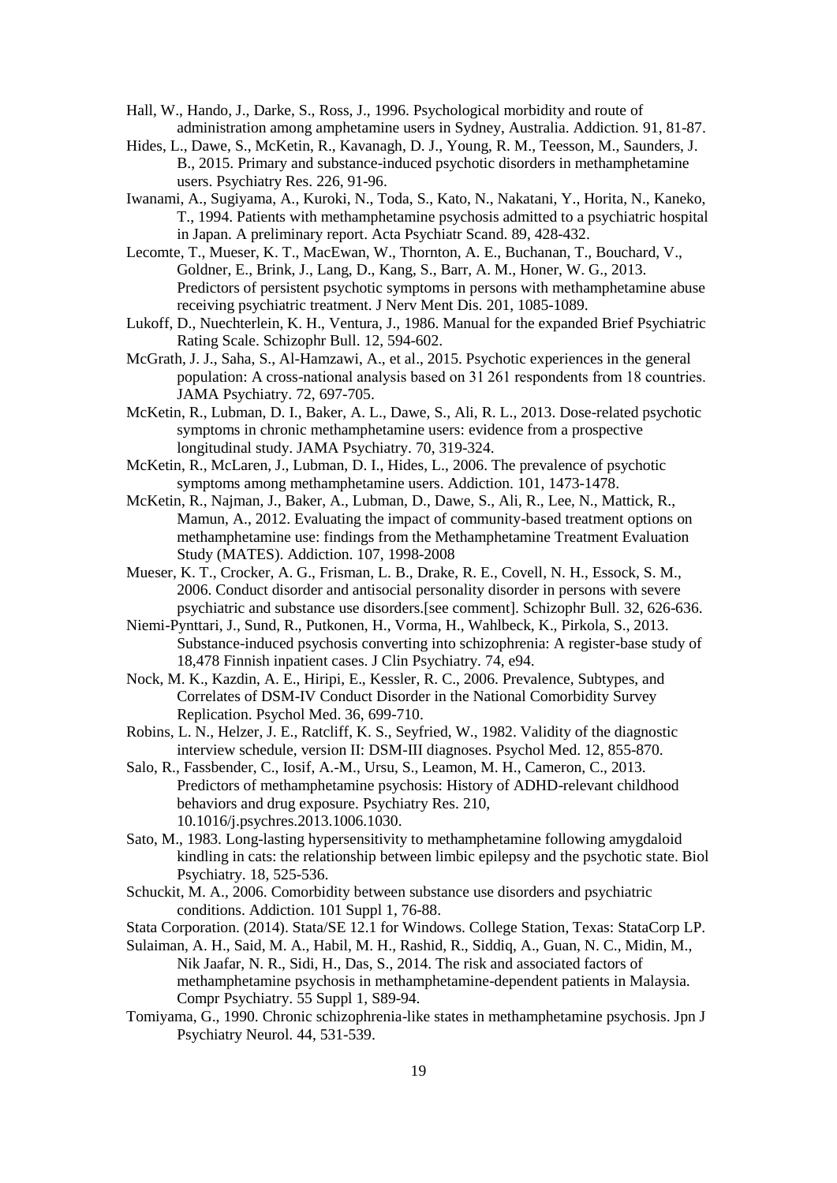Hall, W., Hando, J., Darke, S., Ross, J., 1996. Psychological morbidity and route of administration among amphetamine users in Sydney, Australia. Addiction. 91, 81-87.

Hides, L., Dawe, S., McKetin, R., Kavanagh, D. J., Young, R. M., Teesson, M., Saunders, J. B., 2015. Primary and substance-induced psychotic disorders in methamphetamine users. Psychiatry Res. 226, 91-96.

Iwanami, A., Sugiyama, A., Kuroki, N., Toda, S., Kato, N., Nakatani, Y., Horita, N., Kaneko, T., 1994. Patients with methamphetamine psychosis admitted to a psychiatric hospital in Japan. A preliminary report. Acta Psychiatr Scand. 89, 428-432.

Lecomte, T., Mueser, K. T., MacEwan, W., Thornton, A. E., Buchanan, T., Bouchard, V., Goldner, E., Brink, J., Lang, D., Kang, S., Barr, A. M., Honer, W. G., 2013. Predictors of persistent psychotic symptoms in persons with methamphetamine abuse receiving psychiatric treatment. J Nerv Ment Dis. 201, 1085-1089.

Lukoff, D., Nuechterlein, K. H., Ventura, J., 1986. Manual for the expanded Brief Psychiatric Rating Scale. Schizophr Bull. 12, 594-602.

McGrath, J. J., Saha, S., Al-Hamzawi, A., et al., 2015. Psychotic experiences in the general population: A cross-national analysis based on 31 261 respondents from 18 countries. JAMA Psychiatry. 72, 697-705.

McKetin, R., Lubman, D. I., Baker, A. L., Dawe, S., Ali, R. L., 2013. Dose-related psychotic symptoms in chronic methamphetamine users: evidence from a prospective longitudinal study. JAMA Psychiatry. 70, 319-324.

McKetin, R., McLaren, J., Lubman, D. I., Hides, L., 2006. The prevalence of psychotic symptoms among methamphetamine users. Addiction. 101, 1473-1478.

McKetin, R., Najman, J., Baker, A., Lubman, D., Dawe, S., Ali, R., Lee, N., Mattick, R., Mamun, A., 2012. Evaluating the impact of community-based treatment options on methamphetamine use: findings from the Methamphetamine Treatment Evaluation Study (MATES). Addiction. 107, 1998-2008

Mueser, K. T., Crocker, A. G., Frisman, L. B., Drake, R. E., Covell, N. H., Essock, S. M., 2006. Conduct disorder and antisocial personality disorder in persons with severe psychiatric and substance use disorders.[see comment]. Schizophr Bull. 32, 626-636.

Niemi-Pynttari, J., Sund, R., Putkonen, H., Vorma, H., Wahlbeck, K., Pirkola, S., 2013. Substance-induced psychosis converting into schizophrenia: A register-base study of 18,478 Finnish inpatient cases. J Clin Psychiatry. 74, e94.

Nock, M. K., Kazdin, A. E., Hiripi, E., Kessler, R. C., 2006. Prevalence, Subtypes, and Correlates of DSM-IV Conduct Disorder in the National Comorbidity Survey Replication. Psychol Med. 36, 699-710.

Robins, L. N., Helzer, J. E., Ratcliff, K. S., Seyfried, W., 1982. Validity of the diagnostic interview schedule, version II: DSM-III diagnoses. Psychol Med. 12, 855-870.

Salo, R., Fassbender, C., Iosif, A.-M., Ursu, S., Leamon, M. H., Cameron, C., 2013. Predictors of methamphetamine psychosis: History of ADHD-relevant childhood behaviors and drug exposure. Psychiatry Res. 210, 10.1016/j.psychres.2013.1006.1030.

Sato, M., 1983. Long-lasting hypersensitivity to methamphetamine following amygdaloid kindling in cats: the relationship between limbic epilepsy and the psychotic state. Biol Psychiatry. 18, 525-536.

Schuckit, M. A., 2006. Comorbidity between substance use disorders and psychiatric conditions. Addiction. 101 Suppl 1, 76-88.

Stata Corporation. (2014). Stata/SE 12.1 for Windows. College Station, Texas: StataCorp LP.

Sulaiman, A. H., Said, M. A., Habil, M. H., Rashid, R., Siddiq, A., Guan, N. C., Midin, M., Nik Jaafar, N. R., Sidi, H., Das, S., 2014. The risk and associated factors of methamphetamine psychosis in methamphetamine-dependent patients in Malaysia. Compr Psychiatry. 55 Suppl 1, S89-94.

Tomiyama, G., 1990. Chronic schizophrenia-like states in methamphetamine psychosis. Jpn J Psychiatry Neurol. 44, 531-539.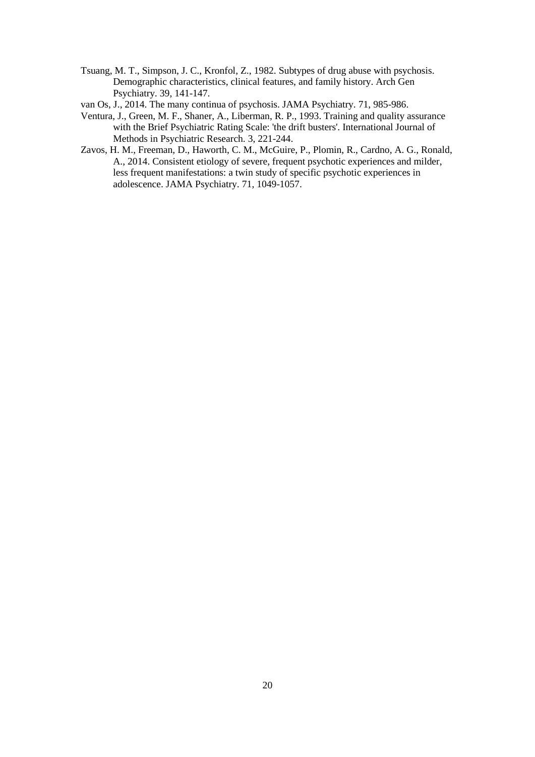Tsuang, M. T., Simpson, J. C., Kronfol, Z., 1982. Subtypes of drug abuse with psychosis. Demographic characteristics, clinical features, and family history. Arch Gen Psychiatry. 39, 141-147.

van Os, J., 2014. The many continua of psychosis. JAMA Psychiatry. 71, 985-986.

Ventura, J., Green, M. F., Shaner, A., Liberman, R. P., 1993. Training and quality assurance with the Brief Psychiatric Rating Scale: 'the drift busters'. International Journal of Methods in Psychiatric Research. 3, 221-244.

Zavos, H. M., Freeman, D., Haworth, C. M., McGuire, P., Plomin, R., Cardno, A. G., Ronald, A., 2014. Consistent etiology of severe, frequent psychotic experiences and milder, less frequent manifestations: a twin study of specific psychotic experiences in adolescence. JAMA Psychiatry. 71, 1049-1057.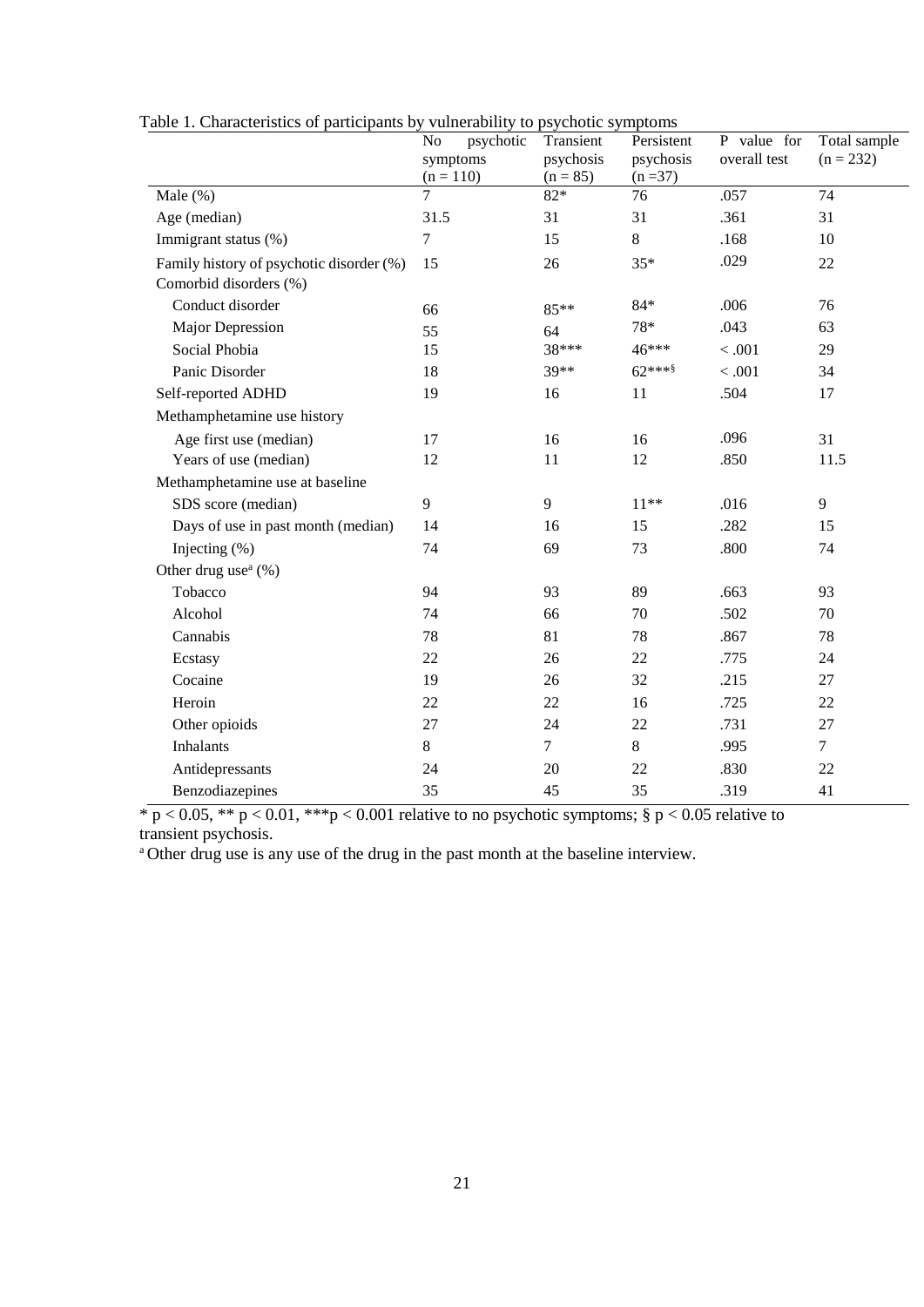Table 1. Characteristics of participants by vulnerability to psychotic symptoms

| | No psychotic symptoms (n = 110) | Transient psychosis (n = 85) | Persistent psychosis (n =37) | P value for overall test | Total sample (n = 232) |
|---|---|---|---|---|---|
| Male (%) | 7 | 82* | 76 | .057 | 74 |
| Age (median) | 31.5 | 31 | 31 | .361 | 31 |
| Immigrant status (%) | 7 | 15 | 8 | .168 | 10 |
| Family history of psychotic disorder (%) | 15 | 26 | 35* | .029 | 22 |
| Comorbid disorders (%) | | | | | |
| Conduct disorder | 66 | 85** | 84* | .006 | 76 |
| Major Depression | 55 | 64 | 78* | .043 | 63 |
| Social Phobia | 15 | 38*** | 46*** | < .001 | 29 |
| Panic Disorder | 18 | 39** | 62***§ | < .001 | 34 |
| Self-reported ADHD | 19 | 16 | 11 | .504 | 17 |
| Methamphetamine use history | | | | | |
| Age first use (median) | 17 | 16 | 16 | .096 | 31 |
| Years of use (median) | 12 | 11 | 12 | .850 | 11.5 |
| Methamphetamine use at baseline | | | | | |
| SDS score (median) | 9 | 9 | 11** | .016 | 9 |
| Days of use in past month (median) | 14 | 16 | 15 | .282 | 15 |
| Injecting (%) | 74 | 69 | 73 | .800 | 74 |
| Other drug use[a] (%) | | | | | |
| Tobacco | 94 | 93 | 89 | .663 | 93 |
| Alcohol | 74 | 66 | 70 | .502 | 70 |
| Cannabis | 78 | 81 | 78 | .867 | 78 |
| Ecstasy | 22 | 26 | 22 | .775 | 24 |
| Cocaine | 19 | 26 | 32 | .215 | 27 |
| Heroin | 22 | 22 | 16 | .725 | 22 |
| Other opioids | 27 | 24 | 22 | .731 | 27 |
| Inhalants | 8 | 7 | 8 | .995 | 7 |
| Antidepressants | 24 | 20 | 22 | .830 | 22 |
| Benzodiazepines | 35 | 45 | 35 | .319 | 41 |

\* $p < 0.05$, ** $p < 0.01$, *** $p < 0.001$ relative to no psychotic symptoms; § $p < 0.05$ relative to transient psychosis.

[a] Other drug use is any use of the drug in the past month at the baseline interview.